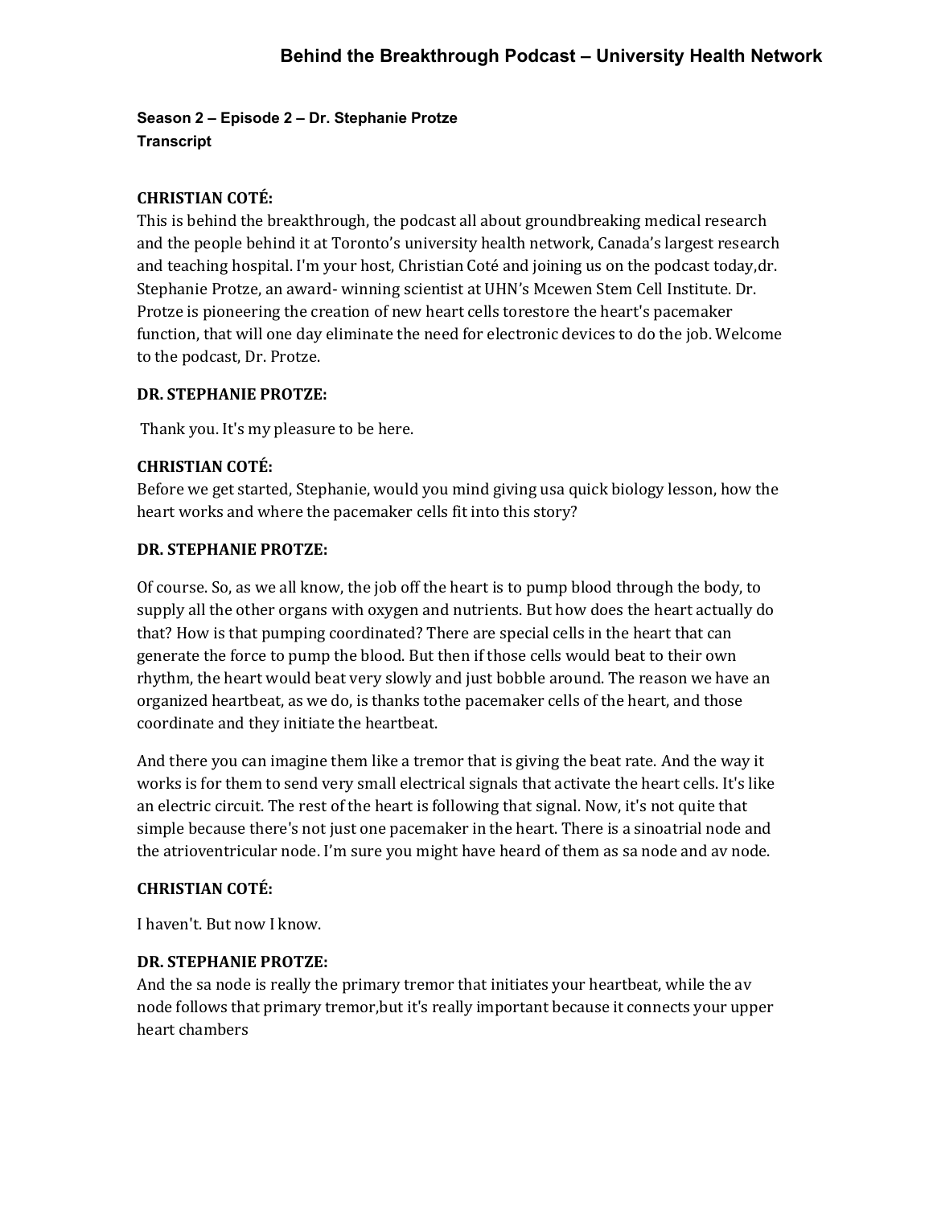## Behind the Breakthrough Podcast – University Health Network

**Season 2 – Episode 2 – Dr. Stephanie Protze**
**Transcript**

**CHRISTIAN COTÉ:**
This is behind the breakthrough, the podcast all about groundbreaking medical research and the people behind it at Toronto's university health network, Canada's largest research and teaching hospital. I'm your host, Christian Coté and joining us on the podcast today,dr. Stephanie Protze, an award- winning scientist at UHN's Mcewen Stem Cell Institute. Dr. Protze is pioneering the creation of new heart cells torestore the heart's pacemaker function, that will one day eliminate the need for electronic devices to do the job. Welcome to the podcast, Dr. Protze.

**DR. STEPHANIE PROTZE:**

Thank you. It's my pleasure to be here.

**CHRISTIAN COTÉ:**
Before we get started, Stephanie, would you mind giving usa quick biology lesson, how the heart works and where the pacemaker cells fit into this story?

**DR. STEPHANIE PROTZE:**

Of course. So, as we all know, the job off the heart is to pump blood through the body, to supply all the other organs with oxygen and nutrients. But how does the heart actually do that? How is that pumping coordinated? There are special cells in the heart that can generate the force to pump the blood. But then if those cells would beat to their own rhythm, the heart would beat very slowly and just bobble around. The reason we have an organized heartbeat, as we do, is thanks tothe pacemaker cells of the heart, and those coordinate and they initiate the heartbeat.

And there you can imagine them like a tremor that is giving the beat rate. And the way it works is for them to send very small electrical signals that activate the heart cells. It's like an electric circuit. The rest of the heart is following that signal. Now, it's not quite that simple because there's not just one pacemaker in the heart. There is a sinoatrial node and the atrioventricular node. I'm sure you might have heard of them as sa node and av node.

**CHRISTIAN COTÉ:**

I haven't. But now I know.

**DR. STEPHANIE PROTZE:**
And the sa node is really the primary tremor that initiates your heartbeat, while the av node follows that primary tremor,but it's really important because it connects your upper heart chambers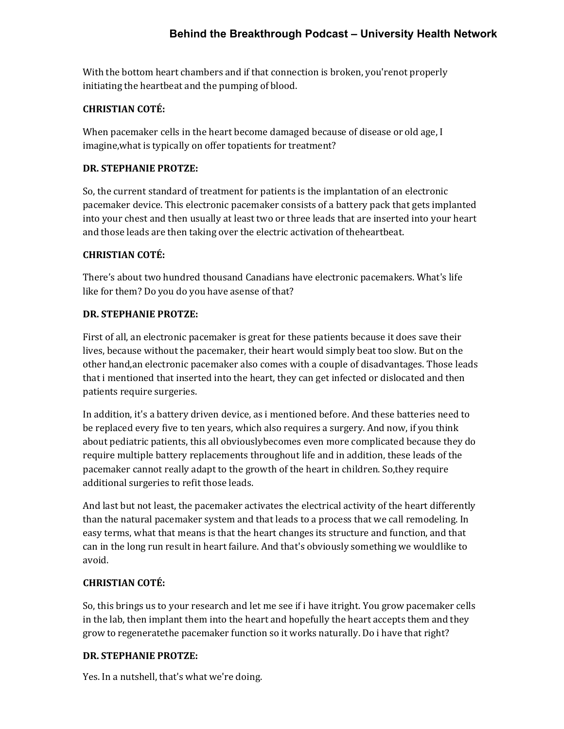With the bottom heart chambers and if that connection is broken, you'renot properly initiating the heartbeat and the pumping of blood.

**CHRISTIAN COTÉ:**

When pacemaker cells in the heart become damaged because of disease or old age, I imagine,what is typically on offer topatients for treatment?

**DR. STEPHANIE PROTZE:**

So, the current standard of treatment for patients is the implantation of an electronic pacemaker device. This electronic pacemaker consists of a battery pack that gets implanted into your chest and then usually at least two or three leads that are inserted into your heart and those leads are then taking over the electric activation of theheartbeat.

**CHRISTIAN COTÉ:**

There's about two hundred thousand Canadians have electronic pacemakers. What's life like for them? Do you do you have asense of that?

**DR. STEPHANIE PROTZE:**

First of all, an electronic pacemaker is great for these patients because it does save their lives, because without the pacemaker, their heart would simply beat too slow. But on the other hand,an electronic pacemaker also comes with a couple of disadvantages. Those leads that i mentioned that inserted into the heart, they can get infected or dislocated and then patients require surgeries.

In addition, it's a battery driven device, as i mentioned before. And these batteries need to be replaced every five to ten years, which also requires a surgery. And now, if you think about pediatric patients, this all obviouslybecomes even more complicated because they do require multiple battery replacements throughout life and in addition, these leads of the pacemaker cannot really adapt to the growth of the heart in children. So,they require additional surgeries to refit those leads.

And last but not least, the pacemaker activates the electrical activity of the heart differently than the natural pacemaker system and that leads to a process that we call remodeling. In easy terms, what that means is that the heart changes its structure and function, and that can in the long run result in heart failure. And that's obviously something we wouldlike to avoid.

**CHRISTIAN COTÉ:**

So, this brings us to your research and let me see if i have itright. You grow pacemaker cells in the lab, then implant them into the heart and hopefully the heart accepts them and they grow to regeneratethe pacemaker function so it works naturally. Do i have that right?

**DR. STEPHANIE PROTZE:**

Yes. In a nutshell, that's what we're doing.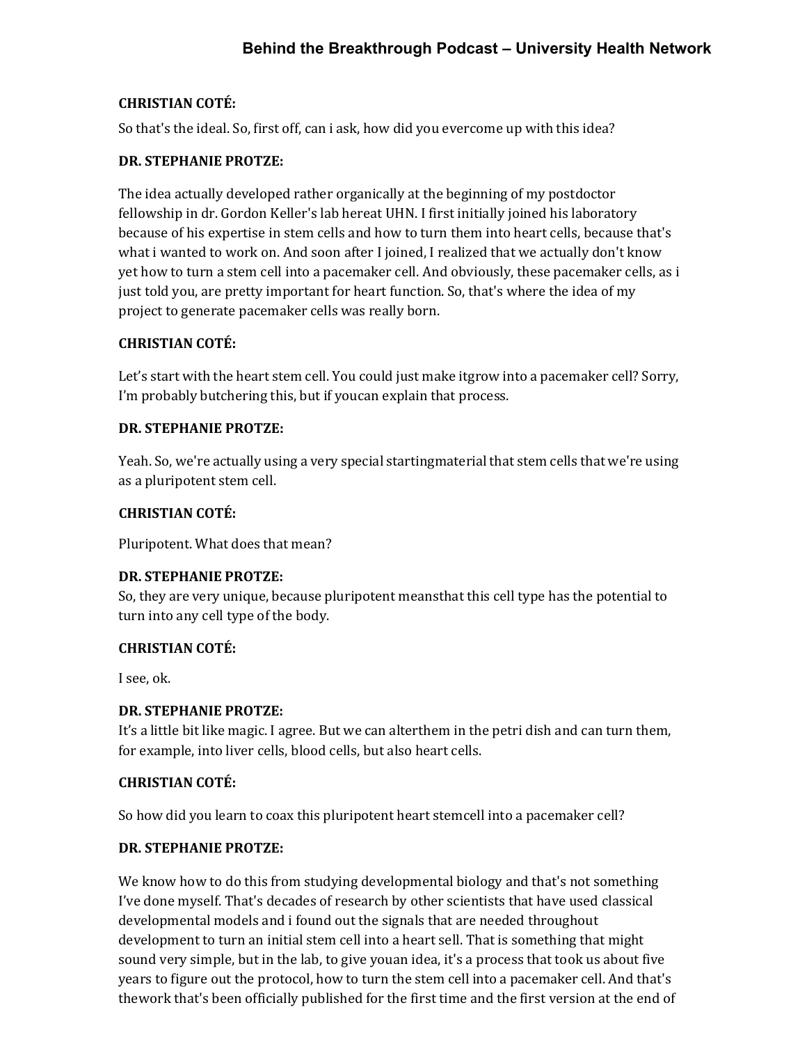**CHRISTIAN COTÉ:**

So that's the ideal. So, first off, can i ask, how did you evercome up with this idea?

**DR. STEPHANIE PROTZE:**

The idea actually developed rather organically at the beginning of my postdoctor fellowship in dr. Gordon Keller's lab hereat UHN. I first initially joined his laboratory because of his expertise in stem cells and how to turn them into heart cells, because that's what i wanted to work on. And soon after I joined, I realized that we actually don't know yet how to turn a stem cell into a pacemaker cell. And obviously, these pacemaker cells, as i just told you, are pretty important for heart function. So, that's where the idea of my project to generate pacemaker cells was really born.

**CHRISTIAN COTÉ:**

Let's start with the heart stem cell. You could just make itgrow into a pacemaker cell? Sorry, I'm probably butchering this, but if youcan explain that process.

**DR. STEPHANIE PROTZE:**

Yeah. So, we're actually using a very special startingmaterial that stem cells that we're using as a pluripotent stem cell.

**CHRISTIAN COTÉ:**

Pluripotent. What does that mean?

**DR. STEPHANIE PROTZE:**

So, they are very unique, because pluripotent meansthat this cell type has the potential to turn into any cell type of the body.

**CHRISTIAN COTÉ:**

I see, ok.

**DR. STEPHANIE PROTZE:**

It's a little bit like magic. I agree. But we can alterthem in the petri dish and can turn them, for example, into liver cells, blood cells, but also heart cells.

**CHRISTIAN COTÉ:**

So how did you learn to coax this pluripotent heart stemcell into a pacemaker cell?

**DR. STEPHANIE PROTZE:**

We know how to do this from studying developmental biology and that's not something I've done myself. That's decades of research by other scientists that have used classical developmental models and i found out the signals that are needed throughout development to turn an initial stem cell into a heart sell. That is something that might sound very simple, but in the lab, to give youan idea, it's a process that took us about five years to figure out the protocol, how to turn the stem cell into a pacemaker cell. And that's thework that's been officially published for the first time and the first version at the end of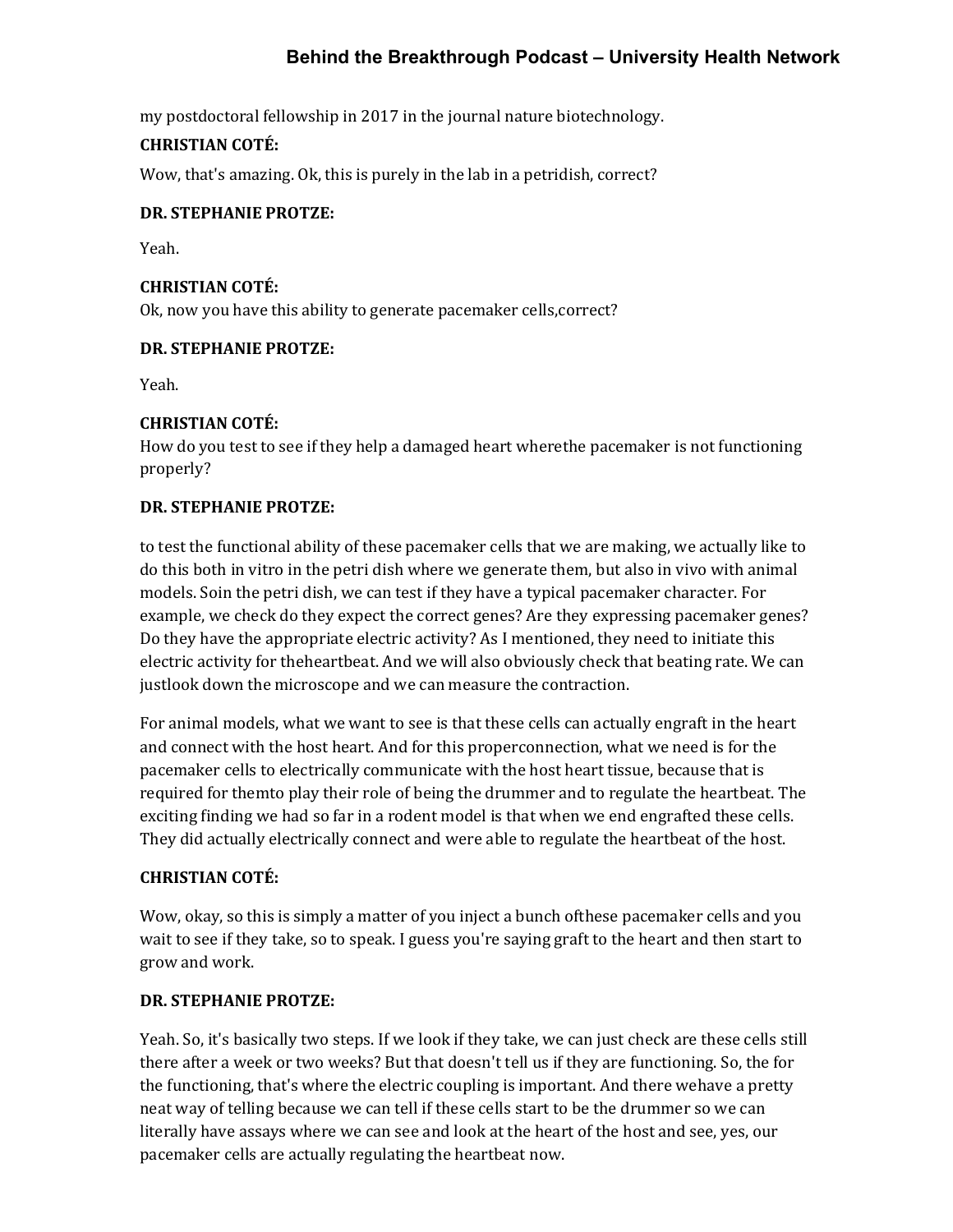my postdoctoral fellowship in 2017 in the journal nature biotechnology.

**CHRISTIAN COTÉ:**

Wow, that's amazing. Ok, this is purely in the lab in a petridish, correct?

**DR. STEPHANIE PROTZE:**

Yeah.

**CHRISTIAN COTÉ:**

Ok, now you have this ability to generate pacemaker cells,correct?

**DR. STEPHANIE PROTZE:**

Yeah.

**CHRISTIAN COTÉ:**

How do you test to see if they help a damaged heart wherethe pacemaker is not functioning properly?

**DR. STEPHANIE PROTZE:**

to test the functional ability of these pacemaker cells that we are making, we actually like to do this both in vitro in the petri dish where we generate them, but also in vivo with animal models. Soin the petri dish, we can test if they have a typical pacemaker character. For example, we check do they expect the correct genes? Are they expressing pacemaker genes? Do they have the appropriate electric activity? As I mentioned, they need to initiate this electric activity for theheartbeat. And we will also obviously check that beating rate. We can justlook down the microscope and we can measure the contraction.

For animal models, what we want to see is that these cells can actually engraft in the heart and connect with the host heart. And for this properconnection, what we need is for the pacemaker cells to electrically communicate with the host heart tissue, because that is required for themto play their role of being the drummer and to regulate the heartbeat. The exciting finding we had so far in a rodent model is that when we end engrafted these cells. They did actually electrically connect and were able to regulate the heartbeat of the host.

**CHRISTIAN COTÉ:**

Wow, okay, so this is simply a matter of you inject a bunch ofthese pacemaker cells and you wait to see if they take, so to speak. I guess you're saying graft to the heart and then start to grow and work.

**DR. STEPHANIE PROTZE:**

Yeah. So, it's basically two steps. If we look if they take, we can just check are these cells still there after a week or two weeks? But that doesn't tell us if they are functioning. So, the for the functioning, that's where the electric coupling is important. And there wehave a pretty neat way of telling because we can tell if these cells start to be the drummer so we can literally have assays where we can see and look at the heart of the host and see, yes, our pacemaker cells are actually regulating the heartbeat now.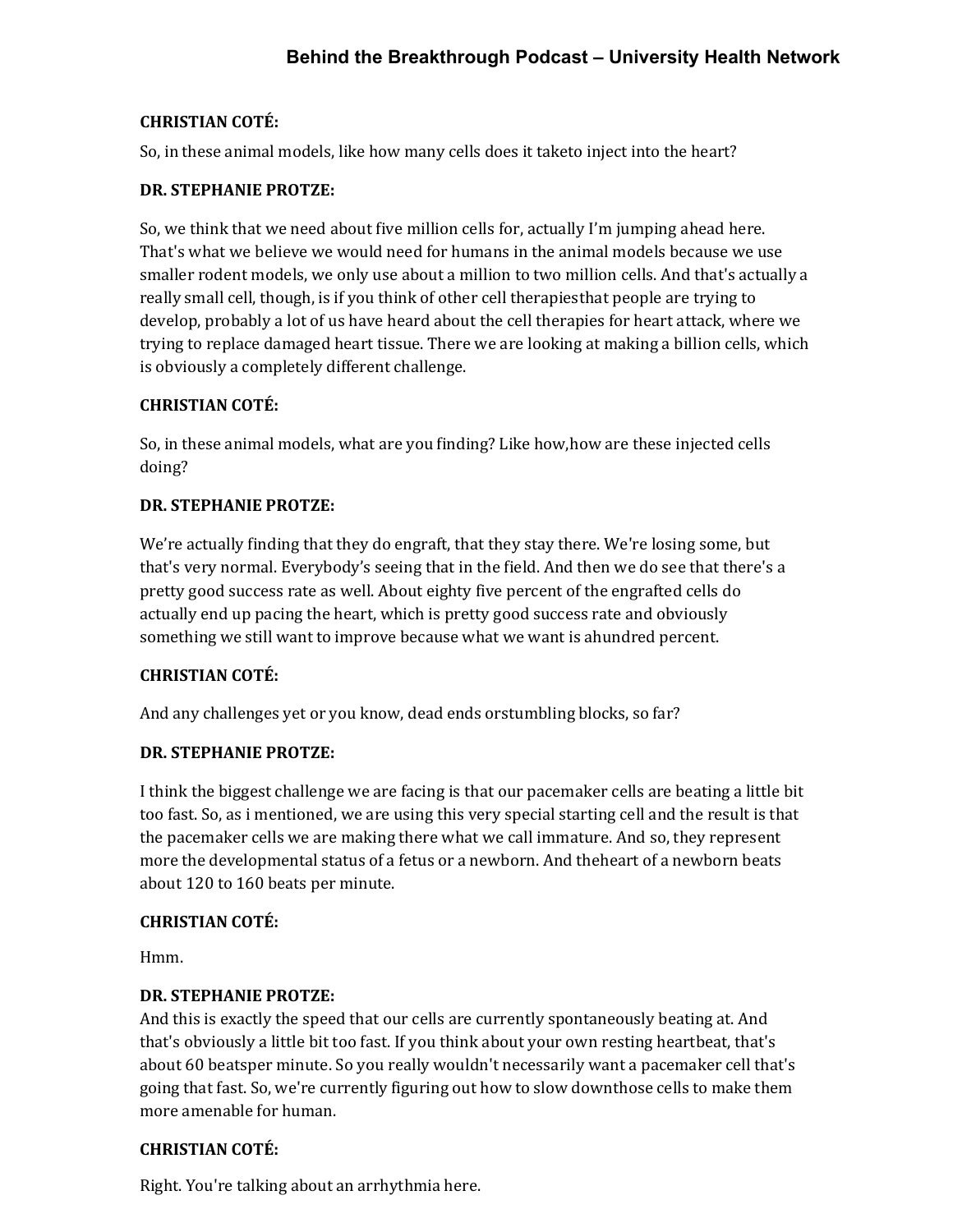**CHRISTIAN COTÉ:**

So, in these animal models, like how many cells does it taketo inject into the heart?

**DR. STEPHANIE PROTZE:**

So, we think that we need about five million cells for, actually I'm jumping ahead here. That's what we believe we would need for humans in the animal models because we use smaller rodent models, we only use about a million to two million cells. And that's actually a really small cell, though, is if you think of other cell therapiesthat people are trying to develop, probably a lot of us have heard about the cell therapies for heart attack, where we trying to replace damaged heart tissue. There we are looking at making a billion cells, which is obviously a completely different challenge.

**CHRISTIAN COTÉ:**

So, in these animal models, what are you finding? Like how,how are these injected cells doing?

**DR. STEPHANIE PROTZE:**

We're actually finding that they do engraft, that they stay there. We're losing some, but that's very normal. Everybody's seeing that in the field. And then we do see that there's a pretty good success rate as well. About eighty five percent of the engrafted cells do actually end up pacing the heart, which is pretty good success rate and obviously something we still want to improve because what we want is ahundred percent.

**CHRISTIAN COTÉ:**

And any challenges yet or you know, dead ends orstumbling blocks, so far?

**DR. STEPHANIE PROTZE:**

I think the biggest challenge we are facing is that our pacemaker cells are beating a little bit too fast. So, as i mentioned, we are using this very special starting cell and the result is that the pacemaker cells we are making there what we call immature. And so, they represent more the developmental status of a fetus or a newborn. And theheart of a newborn beats about 120 to 160 beats per minute.

**CHRISTIAN COTÉ:**

Hmm.

**DR. STEPHANIE PROTZE:**

And this is exactly the speed that our cells are currently spontaneously beating at. And that's obviously a little bit too fast. If you think about your own resting heartbeat, that's about 60 beatsper minute. So you really wouldn't necessarily want a pacemaker cell that's going that fast. So, we're currently figuring out how to slow downthose cells to make them more amenable for human.

**CHRISTIAN COTÉ:**

Right. You're talking about an arrhythmia here.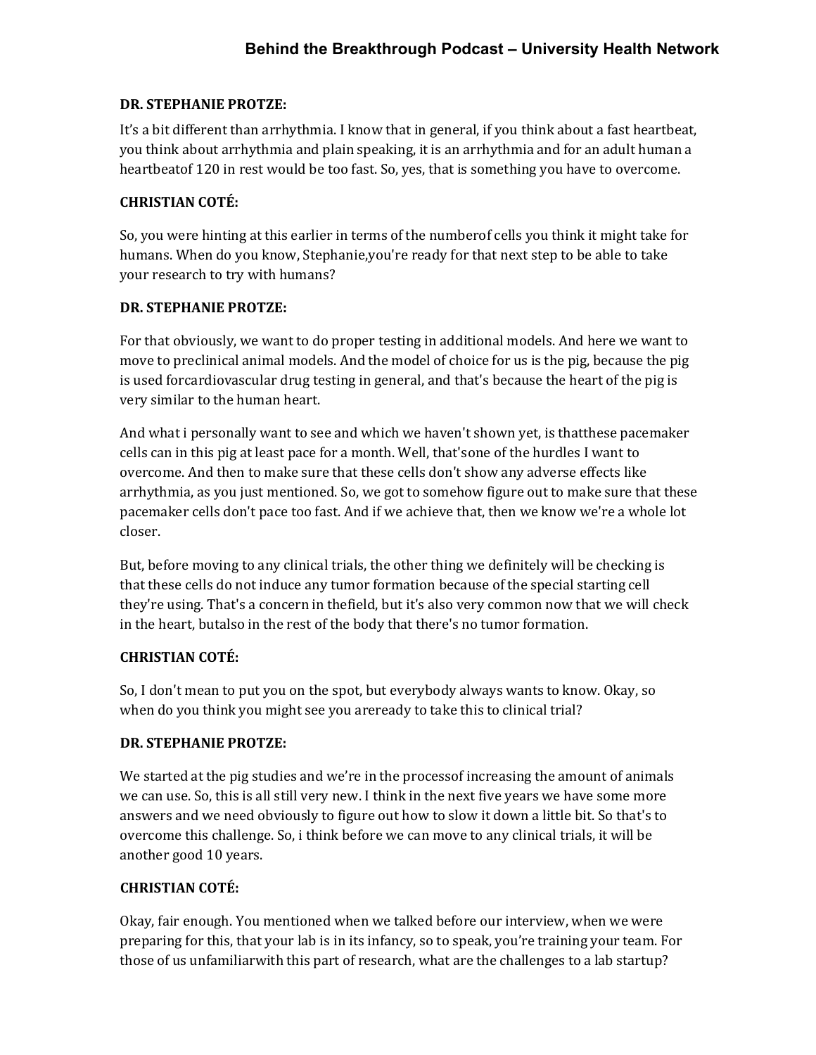**DR. STEPHANIE PROTZE:**

It's a bit different than arrhythmia. I know that in general, if you think about a fast heartbeat, you think about arrhythmia and plain speaking, it is an arrhythmia and for an adult human a heartbeatof 120 in rest would be too fast. So, yes, that is something you have to overcome.

**CHRISTIAN COTÉ:**

So, you were hinting at this earlier in terms of the numberof cells you think it might take for humans. When do you know, Stephanie,you're ready for that next step to be able to take your research to try with humans?

**DR. STEPHANIE PROTZE:**

For that obviously, we want to do proper testing in additional models. And here we want to move to preclinical animal models. And the model of choice for us is the pig, because the pig is used forcardiovascular drug testing in general, and that's because the heart of the pig is very similar to the human heart.

And what i personally want to see and which we haven't shown yet, is thatthese pacemaker cells can in this pig at least pace for a month. Well, that'sone of the hurdles I want to overcome. And then to make sure that these cells don't show any adverse effects like arrhythmia, as you just mentioned. So, we got to somehow figure out to make sure that these pacemaker cells don't pace too fast. And if we achieve that, then we know we're a whole lot closer.

But, before moving to any clinical trials, the other thing we definitely will be checking is that these cells do not induce any tumor formation because of the special starting cell they're using. That's a concern in thefield, but it's also very common now that we will check in the heart, butalso in the rest of the body that there's no tumor formation.

**CHRISTIAN COTÉ:**

So, I don't mean to put you on the spot, but everybody always wants to know. Okay, so when do you think you might see you areready to take this to clinical trial?

**DR. STEPHANIE PROTZE:**

We started at the pig studies and we're in the processof increasing the amount of animals we can use. So, this is all still very new. I think in the next five years we have some more answers and we need obviously to figure out how to slow it down a little bit. So that's to overcome this challenge. So, i think before we can move to any clinical trials, it will be another good 10 years.

**CHRISTIAN COTÉ:**

Okay, fair enough. You mentioned when we talked before our interview, when we were preparing for this, that your lab is in its infancy, so to speak, you're training your team. For those of us unfamiliarwith this part of research, what are the challenges to a lab startup?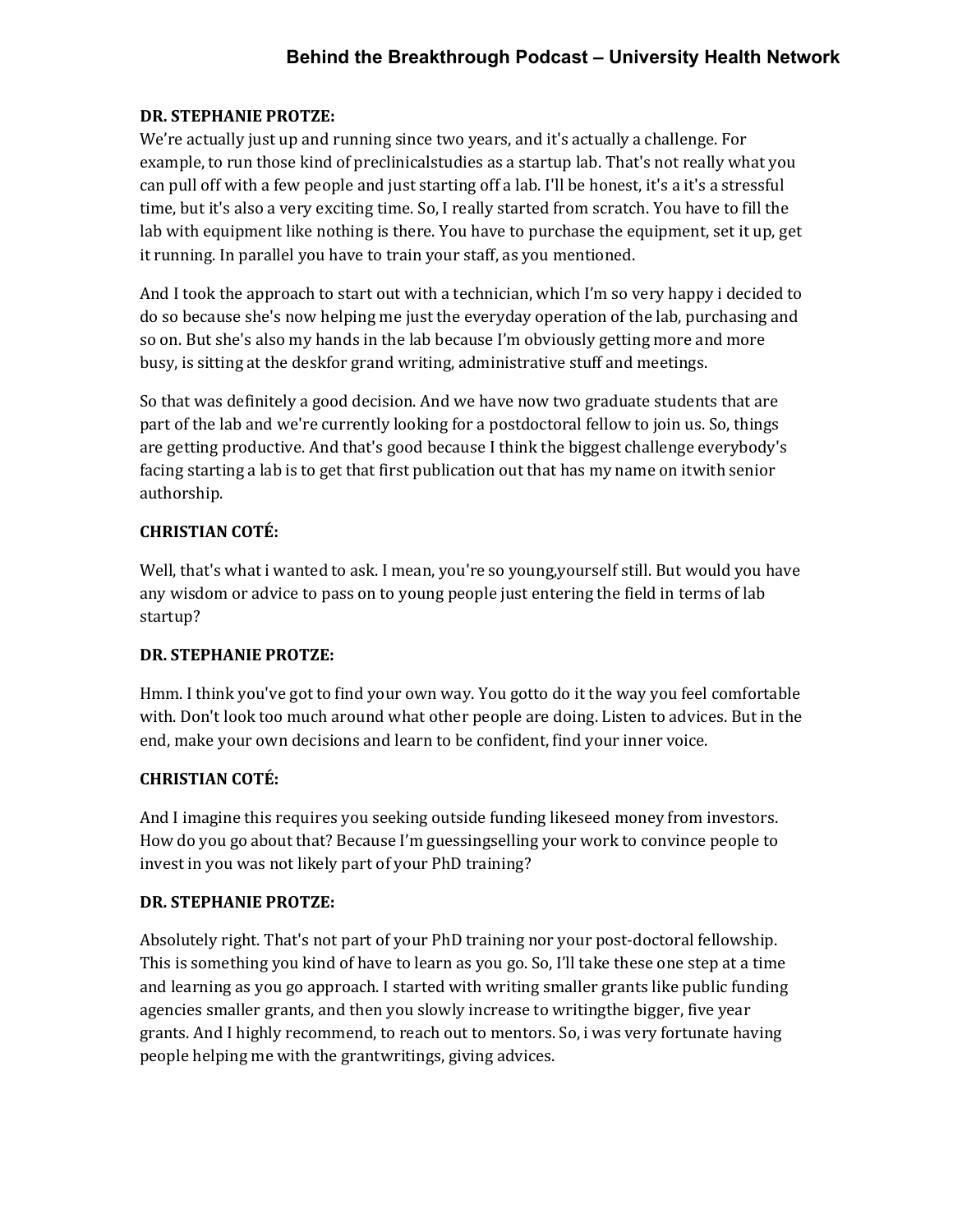**DR. STEPHANIE PROTZE:**

We're actually just up and running since two years, and it's actually a challenge. For example, to run those kind of preclinicalstudies as a startup lab. That's not really what you can pull off with a few people and just starting off a lab. I'll be honest, it's a it's a stressful time, but it's also a very exciting time. So, I really started from scratch. You have to fill the lab with equipment like nothing is there. You have to purchase the equipment, set it up, get it running. In parallel you have to train your staff, as you mentioned.

And I took the approach to start out with a technician, which I'm so very happy i decided to do so because she's now helping me just the everyday operation of the lab, purchasing and so on. But she's also my hands in the lab because I'm obviously getting more and more busy, is sitting at the deskfor grand writing, administrative stuff and meetings.

So that was definitely a good decision. And we have now two graduate students that are part of the lab and we're currently looking for a postdoctoral fellow to join us. So, things are getting productive. And that's good because I think the biggest challenge everybody's facing starting a lab is to get that first publication out that has my name on itwith senior authorship.

**CHRISTIAN COTÉ:**

Well, that's what i wanted to ask. I mean, you're so young,yourself still. But would you have any wisdom or advice to pass on to young people just entering the field in terms of lab startup?

**DR. STEPHANIE PROTZE:**

Hmm. I think you've got to find your own way. You gotto do it the way you feel comfortable with. Don't look too much around what other people are doing. Listen to advices. But in the end, make your own decisions and learn to be confident, find your inner voice.

**CHRISTIAN COTÉ:**

And I imagine this requires you seeking outside funding likeseed money from investors. How do you go about that? Because I'm guessingselling your work to convince people to invest in you was not likely part of your PhD training?

**DR. STEPHANIE PROTZE:**

Absolutely right. That's not part of your PhD training nor your post-doctoral fellowship. This is something you kind of have to learn as you go. So, I'll take these one step at a time and learning as you go approach. I started with writing smaller grants like public funding agencies smaller grants, and then you slowly increase to writingthe bigger, five year grants. And I highly recommend, to reach out to mentors. So, i was very fortunate having people helping me with the grantwritings, giving advices.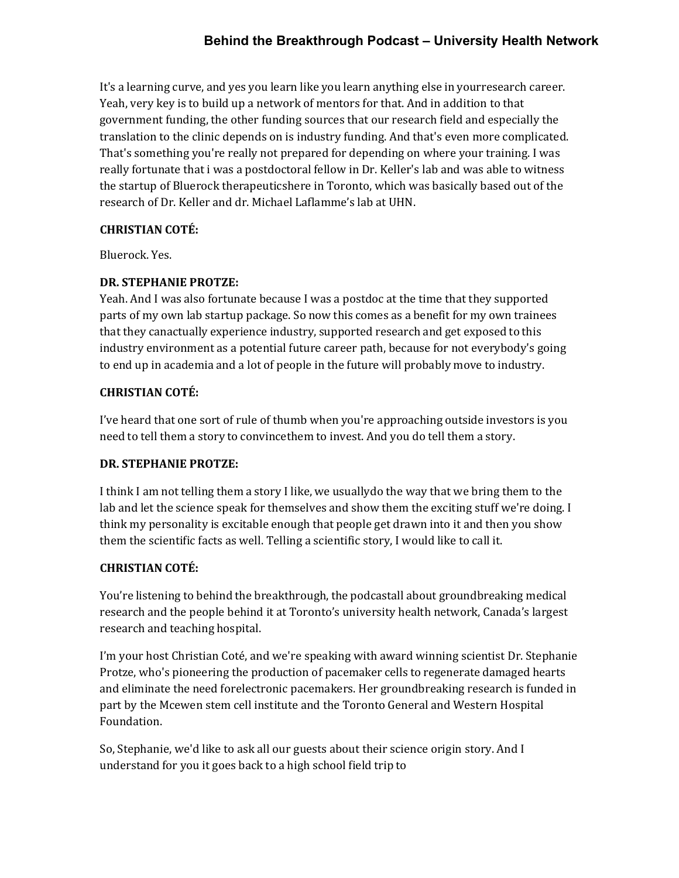It's a learning curve, and yes you learn like you learn anything else in yourresearch career. Yeah, very key is to build up a network of mentors for that. And in addition to that government funding, the other funding sources that our research field and especially the translation to the clinic depends on is industry funding. And that's even more complicated. That's something you're really not prepared for depending on where your training. I was really fortunate that i was a postdoctoral fellow in Dr. Keller's lab and was able to witness the startup of Bluerock therapeuticshere in Toronto, which was basically based out of the research of Dr. Keller and dr. Michael Laflamme's lab at UHN.

**CHRISTIAN COTÉ:**

Bluerock. Yes.

**DR. STEPHANIE PROTZE:**

Yeah. And I was also fortunate because I was a postdoc at the time that they supported parts of my own lab startup package. So now this comes as a benefit for my own trainees that they canactually experience industry, supported research and get exposed to this industry environment as a potential future career path, because for not everybody's going to end up in academia and a lot of people in the future will probably move to industry.

**CHRISTIAN COTÉ:**

I've heard that one sort of rule of thumb when you're approaching outside investors is you need to tell them a story to convincethem to invest. And you do tell them a story.

**DR. STEPHANIE PROTZE:**

I think I am not telling them a story I like, we usuallydo the way that we bring them to the lab and let the science speak for themselves and show them the exciting stuff we're doing. I think my personality is excitable enough that people get drawn into it and then you show them the scientific facts as well. Telling a scientific story, I would like to call it.

**CHRISTIAN COTÉ:**

You're listening to behind the breakthrough, the podcastall about groundbreaking medical research and the people behind it at Toronto's university health network, Canada's largest research and teaching hospital.

I'm your host Christian Coté, and we're speaking with award winning scientist Dr. Stephanie Protze, who's pioneering the production of pacemaker cells to regenerate damaged hearts and eliminate the need forelectronic pacemakers. Her groundbreaking research is funded in part by the Mcewen stem cell institute and the Toronto General and Western Hospital Foundation.

So, Stephanie, we'd like to ask all our guests about their science origin story. And I understand for you it goes back to a high school field trip to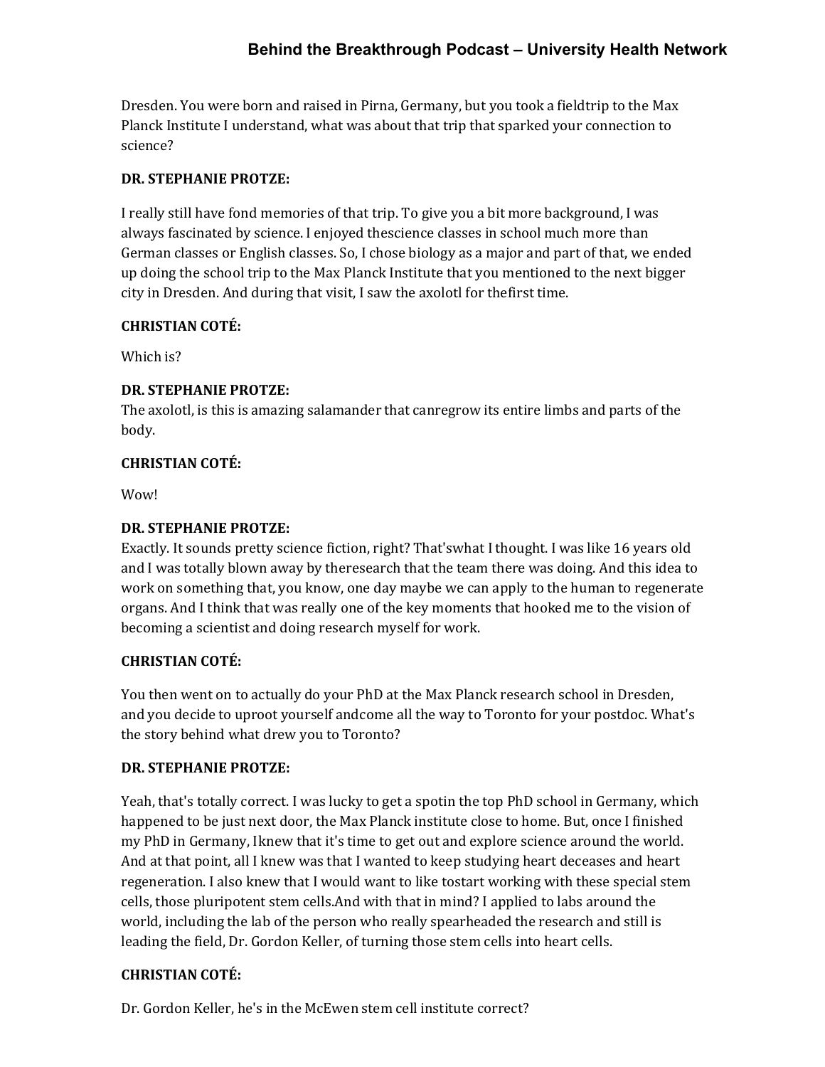Dresden. You were born and raised in Pirna, Germany, but you took a fieldtrip to the Max Planck Institute I understand, what was about that trip that sparked your connection to science?

**DR. STEPHANIE PROTZE:**

I really still have fond memories of that trip. To give you a bit more background, I was always fascinated by science. I enjoyed thescience classes in school much more than German classes or English classes. So, I chose biology as a major and part of that, we ended up doing the school trip to the Max Planck Institute that you mentioned to the next bigger city in Dresden. And during that visit, I saw the axolotl for thefirst time.

**CHRISTIAN COTÉ:**

Which is?

**DR. STEPHANIE PROTZE:**

The axolotl, is this is amazing salamander that canregrow its entire limbs and parts of the body.

**CHRISTIAN COTÉ:**

Wow!

**DR. STEPHANIE PROTZE:**

Exactly. It sounds pretty science fiction, right? That'swhat I thought. I was like 16 years old and I was totally blown away by theresearch that the team there was doing. And this idea to work on something that, you know, one day maybe we can apply to the human to regenerate organs. And I think that was really one of the key moments that hooked me to the vision of becoming a scientist and doing research myself for work.

**CHRISTIAN COTÉ:**

You then went on to actually do your PhD at the Max Planck research school in Dresden, and you decide to uproot yourself andcome all the way to Toronto for your postdoc. What's the story behind what drew you to Toronto?

**DR. STEPHANIE PROTZE:**

Yeah, that's totally correct. I was lucky to get a spotin the top PhD school in Germany, which happened to be just next door, the Max Planck institute close to home. But, once I finished my PhD in Germany, Iknew that it's time to get out and explore science around the world. And at that point, all I knew was that I wanted to keep studying heart deceases and heart regeneration. I also knew that I would want to like tostart working with these special stem cells, those pluripotent stem cells.And with that in mind? I applied to labs around the world, including the lab of the person who really spearheaded the research and still is leading the field, Dr. Gordon Keller, of turning those stem cells into heart cells.

**CHRISTIAN COTÉ:**

Dr. Gordon Keller, he's in the McEwen stem cell institute correct?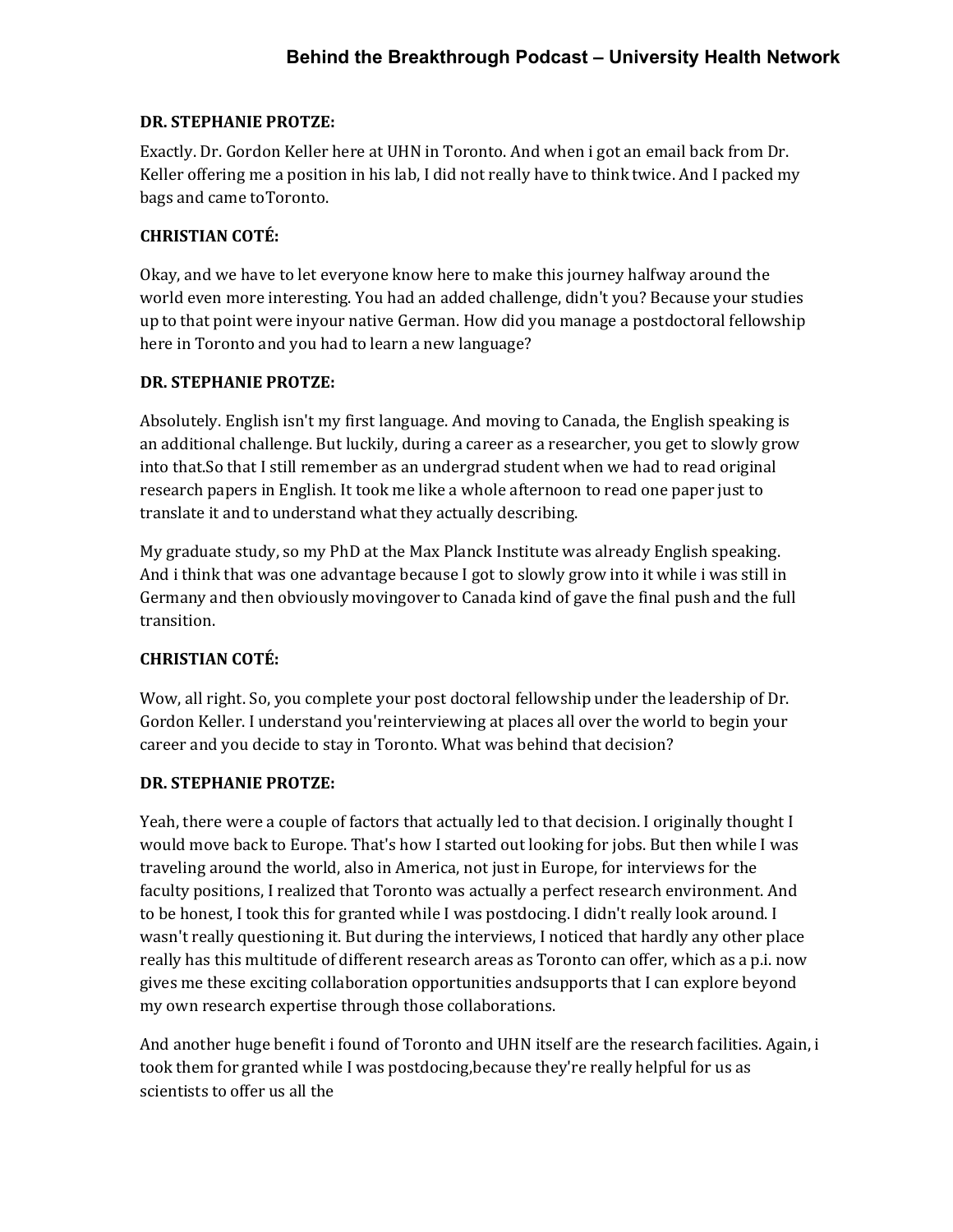**DR. STEPHANIE PROTZE:**

Exactly. Dr. Gordon Keller here at UHN in Toronto. And when i got an email back from Dr. Keller offering me a position in his lab, I did not really have to think twice. And I packed my bags and came toToronto.

**CHRISTIAN COTÉ:**

Okay, and we have to let everyone know here to make this journey halfway around the world even more interesting. You had an added challenge, didn't you? Because your studies up to that point were inyour native German. How did you manage a postdoctoral fellowship here in Toronto and you had to learn a new language?

**DR. STEPHANIE PROTZE:**

Absolutely. English isn't my first language. And moving to Canada, the English speaking is an additional challenge. But luckily, during a career as a researcher, you get to slowly grow into that.So that I still remember as an undergrad student when we had to read original research papers in English. It took me like a whole afternoon to read one paper just to translate it and to understand what they actually describing.

My graduate study, so my PhD at the Max Planck Institute was already English speaking. And i think that was one advantage because I got to slowly grow into it while i was still in Germany and then obviously movingover to Canada kind of gave the final push and the full transition.

**CHRISTIAN COTÉ:**

Wow, all right. So, you complete your post doctoral fellowship under the leadership of Dr. Gordon Keller. I understand you'reinterviewing at places all over the world to begin your career and you decide to stay in Toronto. What was behind that decision?

**DR. STEPHANIE PROTZE:**

Yeah, there were a couple of factors that actually led to that decision. I originally thought I would move back to Europe. That's how I started out looking for jobs. But then while I was traveling around the world, also in America, not just in Europe, for interviews for the faculty positions, I realized that Toronto was actually a perfect research environment. And to be honest, I took this for granted while I was postdocing. I didn't really look around. I wasn't really questioning it. But during the interviews, I noticed that hardly any other place really has this multitude of different research areas as Toronto can offer, which as a p.i. now gives me these exciting collaboration opportunities andsupports that I can explore beyond my own research expertise through those collaborations.

And another huge benefit i found of Toronto and UHN itself are the research facilities. Again, i took them for granted while I was postdocing,because they're really helpful for us as scientists to offer us all the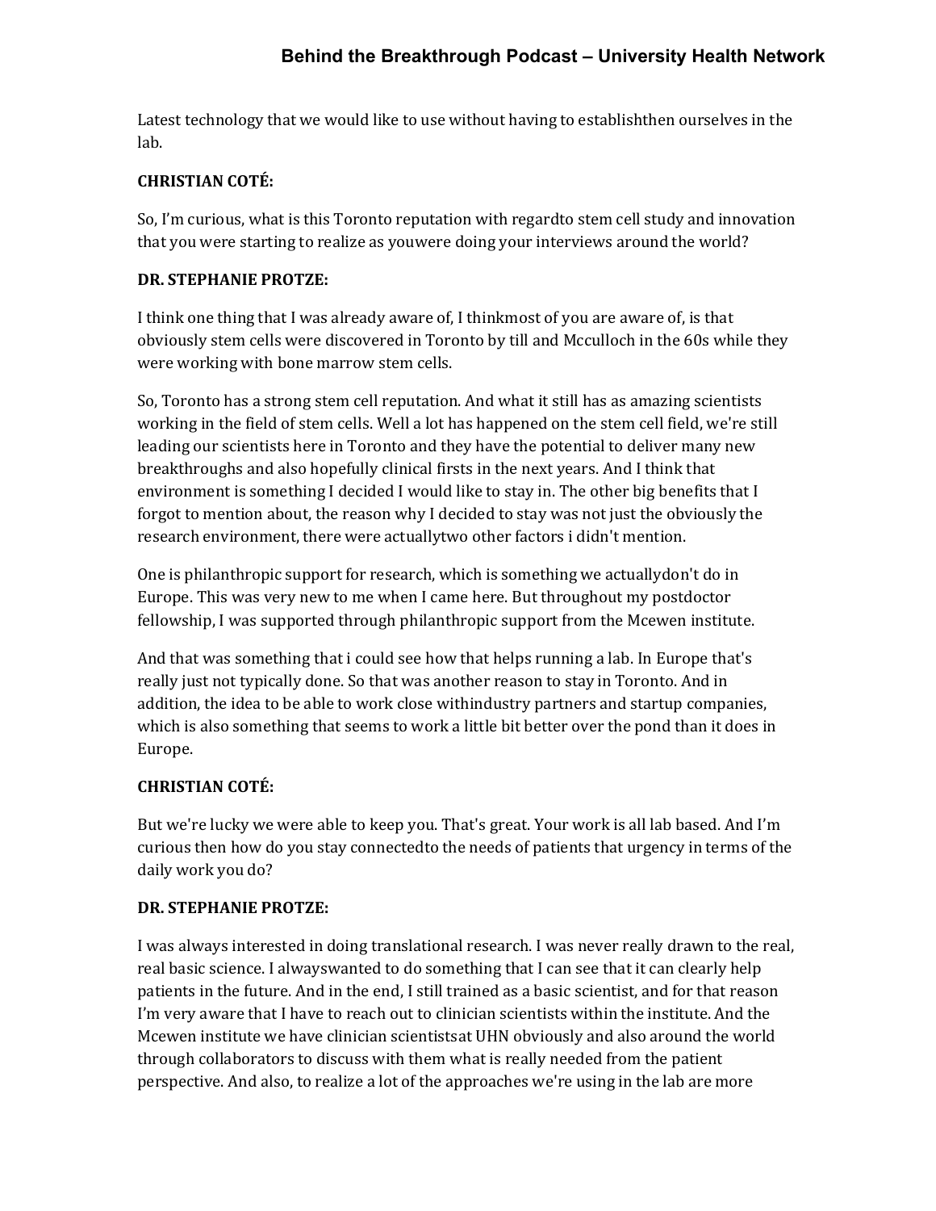Latest technology that we would like to use without having to establishthen ourselves in the lab.

**CHRISTIAN COTÉ:**

So, I'm curious, what is this Toronto reputation with regardto stem cell study and innovation that you were starting to realize as youwere doing your interviews around the world?

**DR. STEPHANIE PROTZE:**

I think one thing that I was already aware of, I thinkmost of you are aware of, is that obviously stem cells were discovered in Toronto by till and Mcculloch in the 60s while they were working with bone marrow stem cells.

So, Toronto has a strong stem cell reputation. And what it still has as amazing scientists working in the field of stem cells. Well a lot has happened on the stem cell field, we're still leading our scientists here in Toronto and they have the potential to deliver many new breakthroughs and also hopefully clinical firsts in the next years. And I think that environment is something I decided I would like to stay in. The other big benefits that I forgot to mention about, the reason why I decided to stay was not just the obviously the research environment, there were actuallytwo other factors i didn't mention.

One is philanthropic support for research, which is something we actuallydon't do in Europe. This was very new to me when I came here. But throughout my postdoctor fellowship, I was supported through philanthropic support from the Mcewen institute.

And that was something that i could see how that helps running a lab. In Europe that's really just not typically done. So that was another reason to stay in Toronto. And in addition, the idea to be able to work close withindustry partners and startup companies, which is also something that seems to work a little bit better over the pond than it does in Europe.

**CHRISTIAN COTÉ:**

But we're lucky we were able to keep you. That's great. Your work is all lab based. And I'm curious then how do you stay connectedto the needs of patients that urgency in terms of the daily work you do?

**DR. STEPHANIE PROTZE:**

I was always interested in doing translational research. I was never really drawn to the real, real basic science. I alwayswanted to do something that I can see that it can clearly help patients in the future. And in the end, I still trained as a basic scientist, and for that reason I'm very aware that I have to reach out to clinician scientists within the institute. And the Mcewen institute we have clinician scientistsat UHN obviously and also around the world through collaborators to discuss with them what is really needed from the patient perspective. And also, to realize a lot of the approaches we're using in the lab are more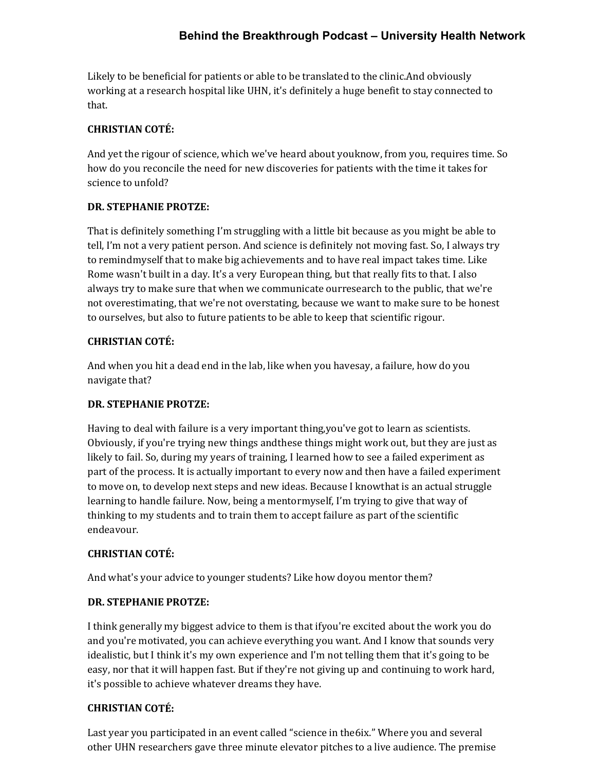Likely to be beneficial for patients or able to be translated to the clinic.And obviously working at a research hospital like UHN, it's definitely a huge benefit to stay connected to that.

**CHRISTIAN COTÉ:**

And yet the rigour of science, which we've heard about youknow, from you, requires time. So how do you reconcile the need for new discoveries for patients with the time it takes for science to unfold?

**DR. STEPHANIE PROTZE:**

That is definitely something I'm struggling with a little bit because as you might be able to tell, I'm not a very patient person. And science is definitely not moving fast. So, I always try to remindmyself that to make big achievements and to have real impact takes time. Like Rome wasn't built in a day. It's a very European thing, but that really fits to that. I also always try to make sure that when we communicate ourresearch to the public, that we're not overestimating, that we're not overstating, because we want to make sure to be honest to ourselves, but also to future patients to be able to keep that scientific rigour.

**CHRISTIAN COTÉ:**

And when you hit a dead end in the lab, like when you havesay, a failure, how do you navigate that?

**DR. STEPHANIE PROTZE:**

Having to deal with failure is a very important thing,you've got to learn as scientists. Obviously, if you're trying new things andthese things might work out, but they are just as likely to fail. So, during my years of training, I learned how to see a failed experiment as part of the process. It is actually important to every now and then have a failed experiment to move on, to develop next steps and new ideas. Because I knowthat is an actual struggle learning to handle failure. Now, being a mentormyself, I'm trying to give that way of thinking to my students and to train them to accept failure as part of the scientific endeavour.

**CHRISTIAN COTÉ:**

And what's your advice to younger students? Like how doyou mentor them?

**DR. STEPHANIE PROTZE:**

I think generally my biggest advice to them is that ifyou're excited about the work you do and you're motivated, you can achieve everything you want. And I know that sounds very idealistic, but I think it's my own experience and I'm not telling them that it's going to be easy, nor that it will happen fast. But if they're not giving up and continuing to work hard, it's possible to achieve whatever dreams they have.

**CHRISTIAN COTÉ:**

Last year you participated in an event called "science in the6ix." Where you and several other UHN researchers gave three minute elevator pitches to a live audience. The premise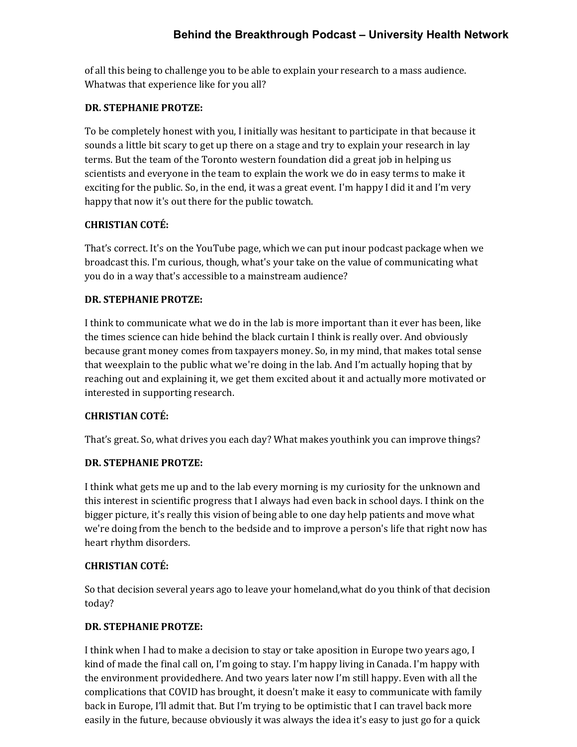of all this being to challenge you to be able to explain your research to a mass audience. Whatwas that experience like for you all?

**DR. STEPHANIE PROTZE:**

To be completely honest with you, I initially was hesitant to participate in that because it sounds a little bit scary to get up there on a stage and try to explain your research in lay terms. But the team of the Toronto western foundation did a great job in helping us scientists and everyone in the team to explain the work we do in easy terms to make it exciting for the public. So, in the end, it was a great event. I'm happy I did it and I'm very happy that now it's out there for the public towatch.

**CHRISTIAN COTÉ:**

That's correct. It's on the YouTube page, which we can put inour podcast package when we broadcast this. I'm curious, though, what's your take on the value of communicating what you do in a way that's accessible to a mainstream audience?

**DR. STEPHANIE PROTZE:**

I think to communicate what we do in the lab is more important than it ever has been, like the times science can hide behind the black curtain I think is really over. And obviously because grant money comes from taxpayers money. So, in my mind, that makes total sense that weexplain to the public what we're doing in the lab. And I'm actually hoping that by reaching out and explaining it, we get them excited about it and actually more motivated or interested in supporting research.

**CHRISTIAN COTÉ:**

That's great. So, what drives you each day? What makes youthink you can improve things?

**DR. STEPHANIE PROTZE:**

I think what gets me up and to the lab every morning is my curiosity for the unknown and this interest in scientific progress that I always had even back in school days. I think on the bigger picture, it's really this vision of being able to one day help patients and move what we're doing from the bench to the bedside and to improve a person's life that right now has heart rhythm disorders.

**CHRISTIAN COTÉ:**

So that decision several years ago to leave your homeland,what do you think of that decision today?

**DR. STEPHANIE PROTZE:**

I think when I had to make a decision to stay or take aposition in Europe two years ago, I kind of made the final call on, I'm going to stay. I'm happy living in Canada. I'm happy with the environment providedhere. And two years later now I'm still happy. Even with all the complications that COVID has brought, it doesn't make it easy to communicate with family back in Europe, I'll admit that. But I'm trying to be optimistic that I can travel back more easily in the future, because obviously it was always the idea it's easy to just go for a quick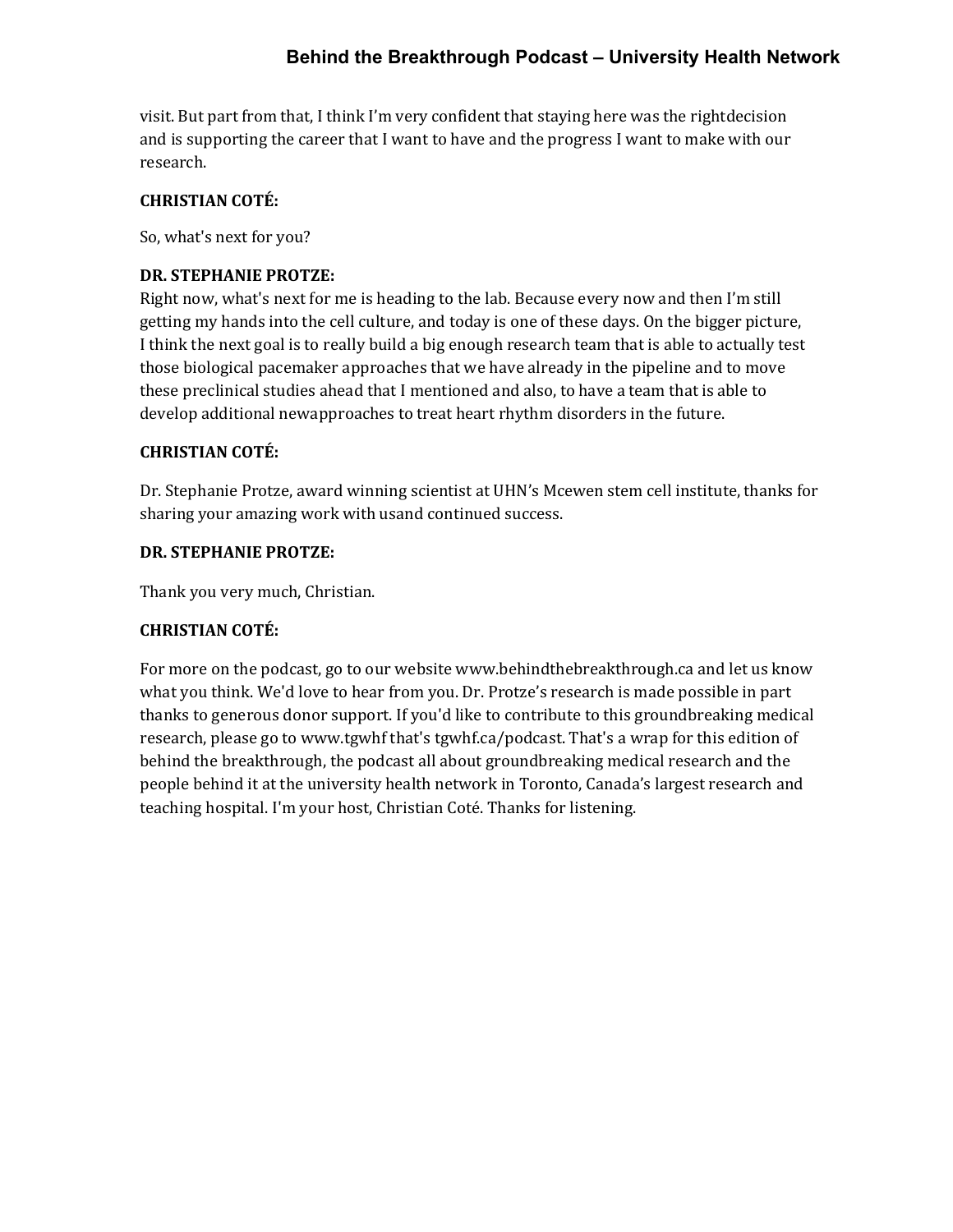visit. But part from that, I think I'm very confident that staying here was the rightdecision and is supporting the career that I want to have and the progress I want to make with our research.

**CHRISTIAN COTÉ:**

So, what's next for you?

**DR. STEPHANIE PROTZE:**

Right now, what's next for me is heading to the lab. Because every now and then I'm still getting my hands into the cell culture, and today is one of these days. On the bigger picture, I think the next goal is to really build a big enough research team that is able to actually test those biological pacemaker approaches that we have already in the pipeline and to move these preclinical studies ahead that I mentioned and also, to have a team that is able to develop additional newapproaches to treat heart rhythm disorders in the future.

**CHRISTIAN COTÉ:**

Dr. Stephanie Protze, award winning scientist at UHN's Mcewen stem cell institute, thanks for sharing your amazing work with usand continued success.

**DR. STEPHANIE PROTZE:**

Thank you very much, Christian.

**CHRISTIAN COTÉ:**

For more on the podcast, go to our website www.behindthebreakthrough.ca and let us know what you think. We'd love to hear from you. Dr. Protze's research is made possible in part thanks to generous donor support. If you'd like to contribute to this groundbreaking medical research, please go to www.tgwhf that's tgwhf.ca/podcast. That's a wrap for this edition of behind the breakthrough, the podcast all about groundbreaking medical research and the people behind it at the university health network in Toronto, Canada's largest research and teaching hospital. I'm your host, Christian Coté. Thanks for listening.